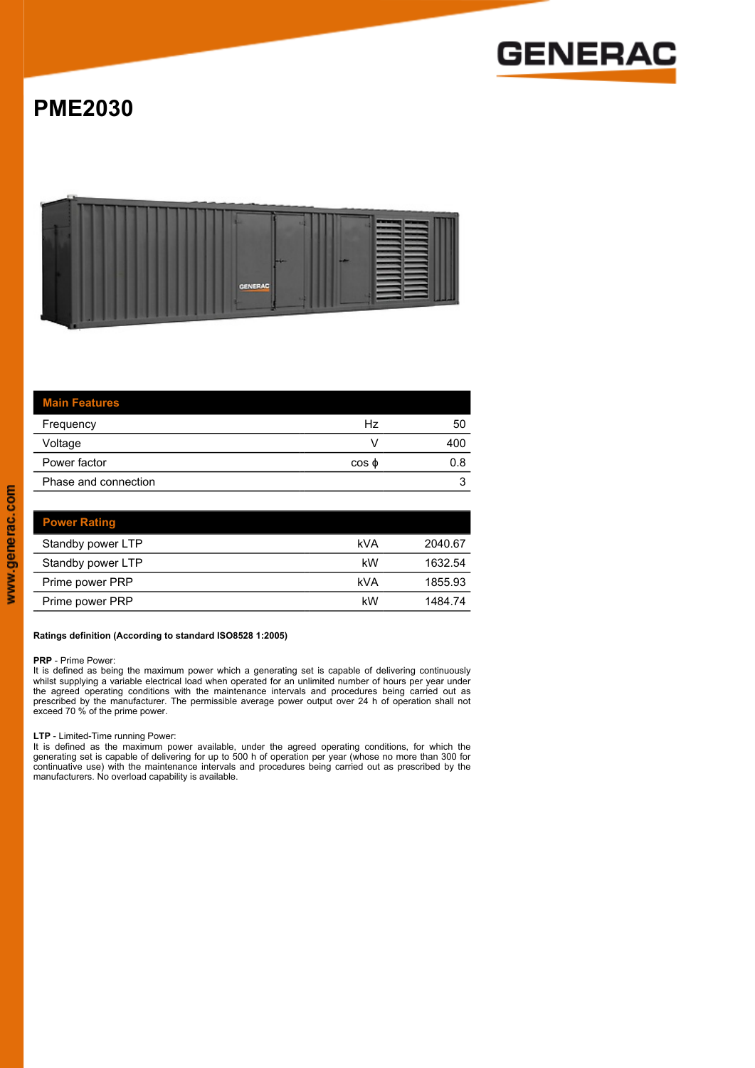# PME2030

| Main Features | | |
|---|---|---|
| Frequency | Hz | 50 |
| Voltage | V | 400 |
| Power factor | cos ϕ | 0.8 |
| Phase and connection | | 3 |

| Power Rating | | |
|---|---|---|
| Standby power LTP | kVA | 2040.67 |
| Standby power LTP | kW | 1632.54 |
| Prime power PRP | kVA | 1855.93 |
| Prime power PRP | kW | 1484.74 |

**Ratings definition (According to standard ISO8528 1:2005)**

**PRP** - Prime Power:
It is defined as being the maximum power which a generating set is capable of delivering continuously whilst supplying a variable electrical load when operated for an unlimited number of hours per year under the agreed operating conditions with the maintenance intervals and procedures being carried out as prescribed by the manufacturer. The permissible average power output over 24 h of operation shall not exceed 70 % of the prime power.

**LTP** - Limited-Time running Power:
It is defined as the maximum power available, under the agreed operating conditions, for which the generating set is capable of delivering for up to 500 h of operation per year (whose no more than 300 for continuative use) with the maintenance intervals and procedures being carried out as prescribed by the manufacturers. No overload capability is available.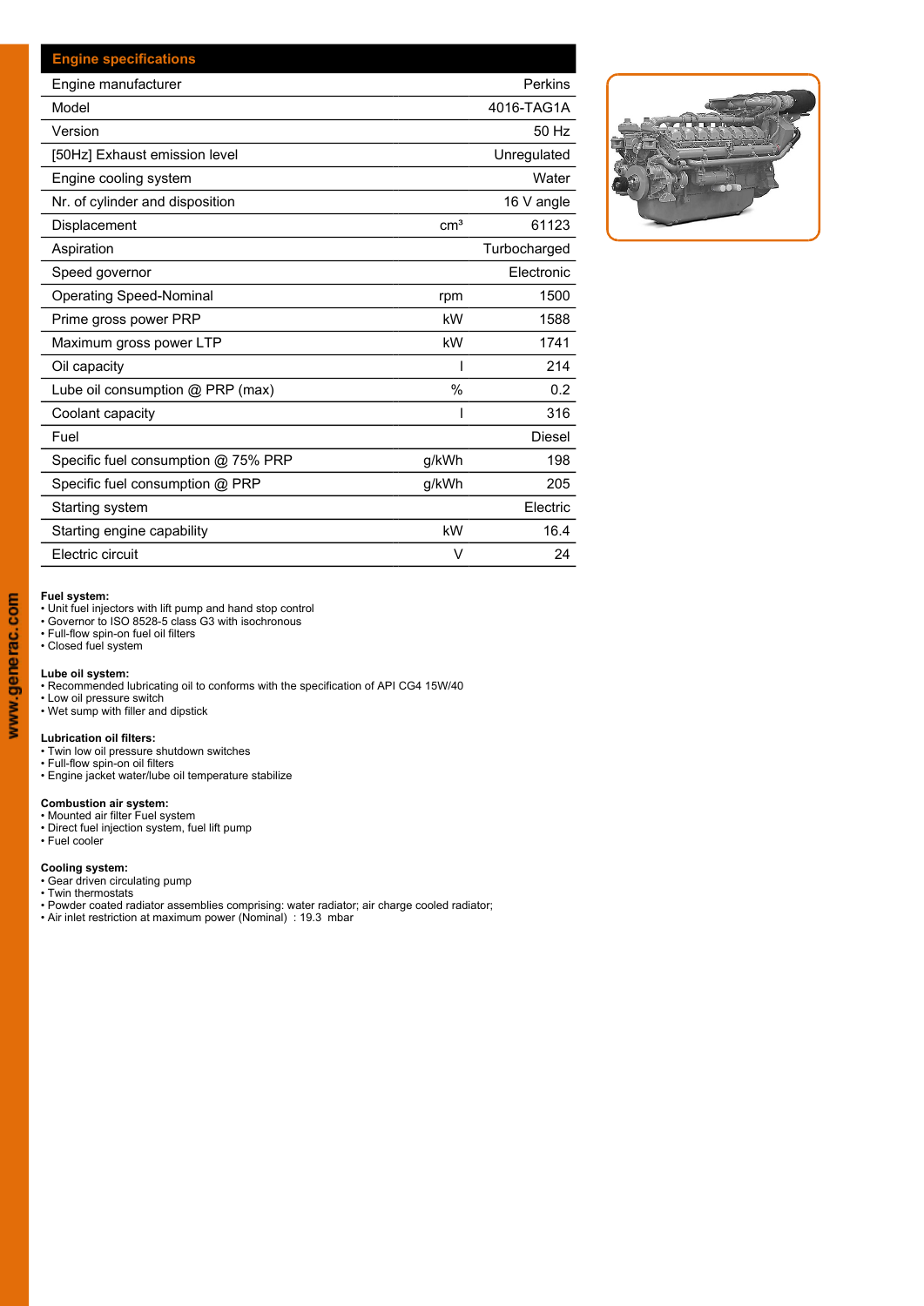| Engine specifications | | |
|---|---|---|
| Engine manufacturer | | Perkins |
| Model | | 4016-TAG1A |
| Version | | 50 Hz |
| [50Hz] Exhaust emission level | | Unregulated |
| Engine cooling system | | Water |
| Nr. of cylinder and disposition | | 16 V angle |
| Displacement | $cm^3$ | 61123 |
| Aspiration | | Turbocharged |
| Speed governor | | Electronic |
| Operating Speed-Nominal | rpm | 1500 |
| Prime gross power PRP | kW | 1588 |
| Maximum gross power LTP | kW | 1741 |
| Oil capacity | l | 214 |
| Lube oil consumption @ PRP (max) | % | 0.2 |
| Coolant capacity | l | 316 |
| Fuel | | Diesel |
| Specific fuel consumption @ 75% PRP | g/kWh | 198 |
| Specific fuel consumption @ PRP | g/kWh | 205 |
| Starting system | | Electric |
| Starting engine capability | kW | 16.4 |
| Electric circuit | V | 24 |

**Fuel system:**
- Unit fuel injectors with lift pump and hand stop control
- Governor to ISO 8528-5 class G3 with isochronous
- Full-flow spin-on fuel oil filters
- Closed fuel system

**Lube oil system:**
- Recommended lubricating oil to conforms with the specification of API CG4 15W/40
- Low oil pressure switch
- Wet sump with filler and dipstick

**Lubrication oil filters:**
- Twin low oil pressure shutdown switches
- Full-flow spin-on oil filters
- Engine jacket water/lube oil temperature stabilize

**Combustion air system:**
- Mounted air filter Fuel system
- Direct fuel injection system, fuel lift pump
- Fuel cooler

**Cooling system:**
- Gear driven circulating pump
- Twin thermostats
- Powder coated radiator assemblies comprising: water radiator; air charge cooled radiator;
- Air inlet restriction at maximum power (Nominal) : 19.3 mbar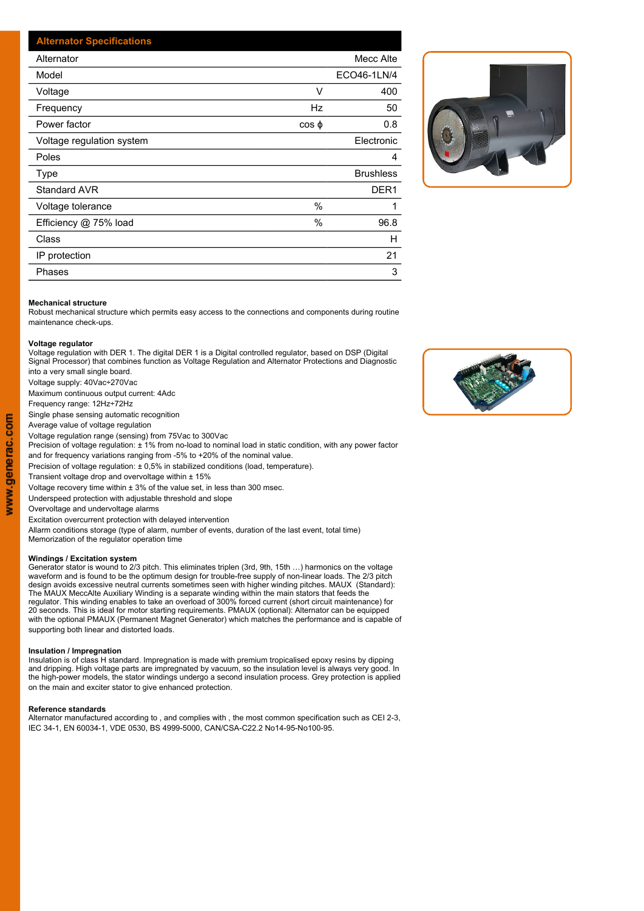## Alternator Specifications

| Alternator Specifications | | |
|---|---|---|
| Alternator | | Mecc Alte |
| Model | | ECO46-1LN/4 |
| Voltage | V | 400 |
| Frequency | Hz | 50 |
| Power factor | cos ϕ | 0.8 |
| Voltage regulation system | | Electronic |
| Poles | | 4 |
| Type | | Brushless |
| Standard AVR | | DER1 |
| Voltage tolerance | % | 1 |
| Efficiency @ 75% load | % | 96.8 |
| Class | | H |
| IP protection | | 21 |
| Phases | | 3 |

**Mechanical structure**
Robust mechanical structure which permits easy access to the connections and components during routine maintenance check-ups.

**Voltage regulator**
Voltage regulation with DER 1. The digital DER 1 is a Digital controlled regulator, based on DSP (Digital Signal Processor) that combines function as Voltage Regulation and Alternator Protections and Diagnostic into a very small single board.
Voltage supply: 40Vac÷270Vac
Maximum continuous output current: 4Adc
Frequency range: 12Hz÷72Hz
Single phase sensing automatic recognition
Average value of voltage regulation
Voltage regulation range (sensing) from 75Vac to 300Vac
Precision of voltage regulation: ± 1% from no-load to nominal load in static condition, with any power factor and for frequency variations ranging from -5% to +20% of the nominal value.
Precision of voltage regulation: ± 0,5% in stabilized conditions (load, temperature).
Transient voltage drop and overvoltage within ± 15%
Voltage recovery time within ± 3% of the value set, in less than 300 msec.
Underspeed protection with adjustable threshold and slope
Overvoltage and undervoltage alarms
Excitation overcurrent protection with delayed intervention
Allarm conditions storage (type of alarm, number of events, duration of the last event, total time)
Memorization of the regulator operation time

**Windings / Excitation system**
Generator stator is wound to 2/3 pitch. This eliminates triplen (3rd, 9th, 15th …) harmonics on the voltage waveform and is found to be the optimum design for trouble-free supply of non-linear loads. The 2/3 pitch design avoids excessive neutral currents sometimes seen with higher winding pitches. MAUX (Standard): The MAUX MeccAlte Auxiliary Winding is a separate winding within the main stators that feeds the regulator. This winding enables to take an overload of 300% forced current (short circuit maintenance) for 20 seconds. This is ideal for motor starting requirements. PMAUX (optional): Alternator can be equipped with the optional PMAUX (Permanent Magnet Generator) which matches the performance and is capable of supporting both linear and distorted loads.

**Insulation / Impregnation**
Insulation is of class H standard. Impregnation is made with premium tropicalised epoxy resins by dipping and dripping. High voltage parts are impregnated by vacuum, so the insulation level is always very good. In the high-power models, the stator windings undergo a second insulation process. Grey protection is applied on the main and exciter stator to give enhanced protection.

**Reference standards**
Alternator manufactured according to , and complies with , the most common specification such as CEI 2-3, IEC 34-1, EN 60034-1, VDE 0530, BS 4999-5000, CAN/CSA-C22.2 No14-95-No100-95.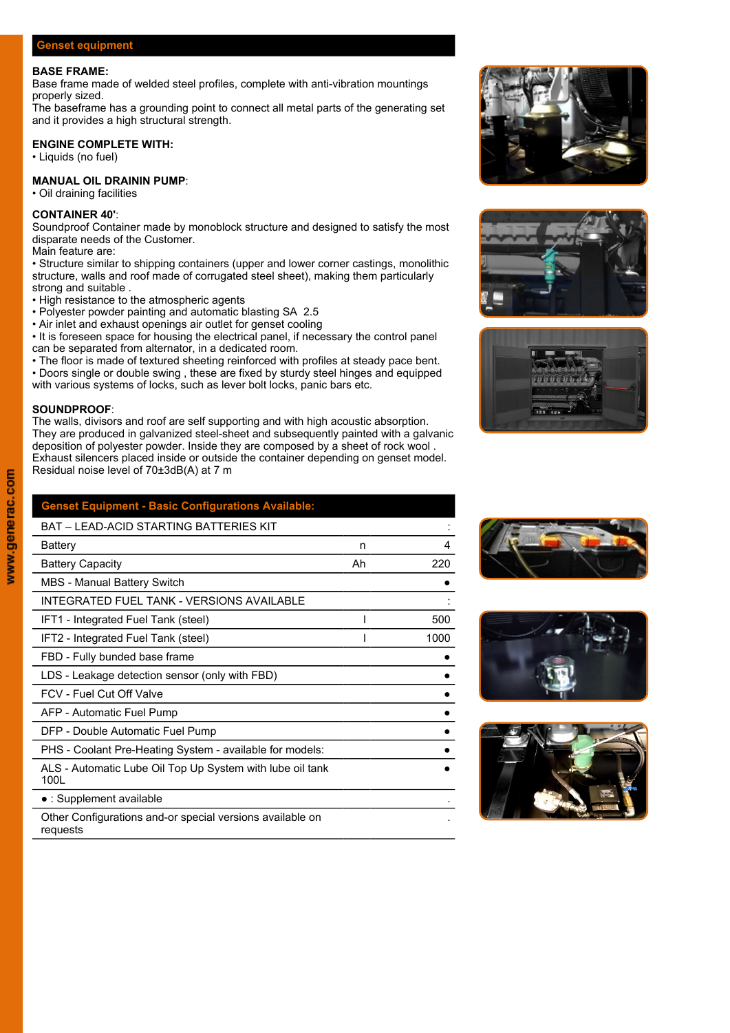## Genset equipment

**BASE FRAME:**
Base frame made of welded steel profiles, complete with anti-vibration mountings properly sized.
The baseframe has a grounding point to connect all metal parts of the generating set and it provides a high structural strength.

**ENGINE COMPLETE WITH:**
• Liquids (no fuel)

**MANUAL OIL DRAININ PUMP**:
• Oil draining facilities

**CONTAINER 40'**:
Soundproof Container made by monoblock structure and designed to satisfy the most disparate needs of the Customer.
Main feature are:
• Structure similar to shipping containers (upper and lower corner castings, monolithic structure, walls and roof made of corrugated steel sheet), making them particularly strong and suitable .
• High resistance to the atmospheric agents
• Polyester powder painting and automatic blasting SA 2.5
• Air inlet and exhaust openings air outlet for genset cooling
• It is foreseen space for housing the electrical panel, if necessary the control panel can be separated from alternator, in a dedicated room.
• The floor is made of textured sheeting reinforced with profiles at steady pace bent.
• Doors single or double swing , these are fixed by sturdy steel hinges and equipped with various systems of locks, such as lever bolt locks, panic bars etc.

**SOUNDPROOF**:
The walls, divisors and roof are self supporting and with high acoustic absorption.
They are produced in galvanized steel-sheet and subsequently painted with a galvanic deposition of polyester powder. Inside they are composed by a sheet of rock wool .
Exhaust silencers placed inside or outside the container depending on genset model.
Residual noise level of 70±3dB(A) at 7 m

| Genset Equipment - Basic Configurations Available: | | |
|---|---|---|
| BAT – LEAD-ACID STARTING BATTERIES KIT | | : |
| Battery | n | 4 |
| Battery Capacity | Ah | 220 |
| MBS - Manual Battery Switch | | ● |
| INTEGRATED FUEL TANK - VERSIONS AVAILABLE | | : |
| IFT1 - Integrated Fuel Tank (steel) | l | 500 |
| IFT2 - Integrated Fuel Tank (steel) | l | 1000 |
| FBD - Fully bunded base frame | | ● |
| LDS - Leakage detection sensor (only with FBD) | | ● |
| FCV - Fuel Cut Off Valve | | ● |
| AFP - Automatic Fuel Pump | | ● |
| DFP - Double Automatic Fuel Pump | | ● |
| PHS - Coolant Pre-Heating System - available for models: | | ● |
| ALS - Automatic Lube Oil Top Up System with lube oil tank 100L | | ● |
| ● : Supplement available | | . |
| Other Configurations and-or special versions available on requests | | . |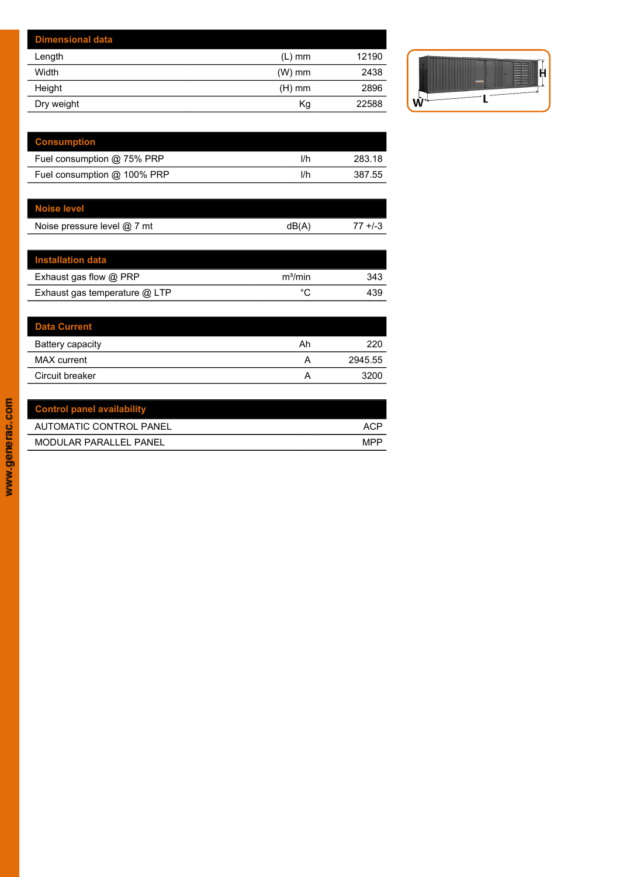| Dimensional data | | |
|---|---|---|
| Length | (L) mm | 12190 |
| Width | (W) mm | 2438 |
| Height | (H) mm | 2896 |
| Dry weight | Kg | 22588 |

| Consumption | | |
|---|---|---|
| Fuel consumption @ 75% PRP | l/h | 283.18 |
| Fuel consumption @ 100% PRP | l/h | 387.55 |

| Noise level | | |
|---|---|---|
| Noise pressure level @ 7 mt | dB(A) | 77 +/-3 |

| Installation data | | |
|---|---|---|
| Exhaust gas flow @ PRP | m³/min | 343 |
| Exhaust gas temperature @ LTP | °C | 439 |

| Data Current | | |
|---|---|---|
| Battery capacity | Ah | 220 |
| MAX current | A | 2945.55 |
| Circuit breaker | A | 3200 |

| Control panel availability | |
|---|---|
| AUTOMATIC CONTROL PANEL | ACP |
| MODULAR PARALLEL PANEL | MPP |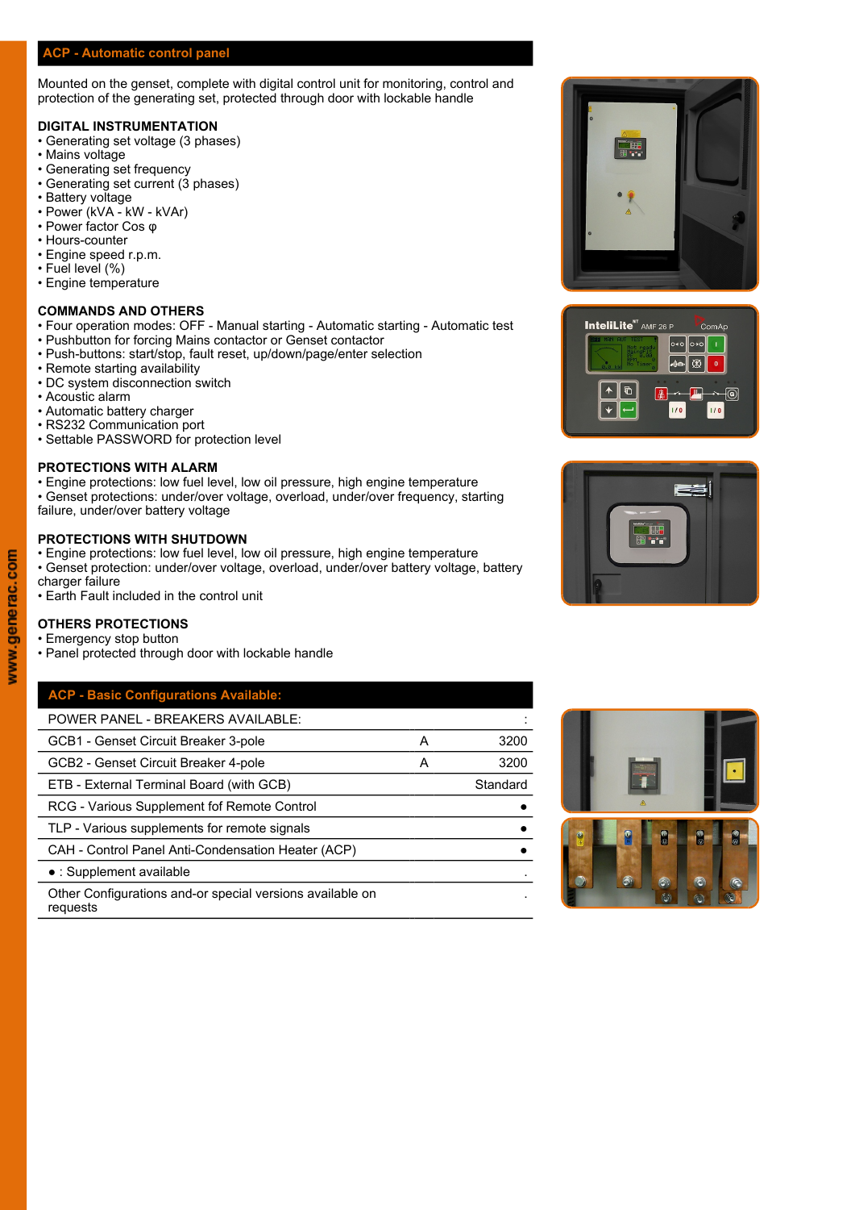## ACP - Automatic control panel

Mounted on the genset, complete with digital control unit for monitoring, control and protection of the generating set, protected through door with lockable handle

### DIGITAL INSTRUMENTATION

- Generating set voltage (3 phases)
- Mains voltage
- Generating set frequency
- Generating set current (3 phases)
- Battery voltage
- Power (kVA - kW - kVAr)
- Power factor Cos φ
- Hours-counter
- Engine speed r.p.m.
- Fuel level (%)
- Engine temperature

### COMMANDS AND OTHERS

- Four operation modes: OFF - Manual starting - Automatic starting - Automatic test
- Pushbutton for forcing Mains contactor or Genset contactor
- Push-buttons: start/stop, fault reset, up/down/page/enter selection
- Remote starting availability
- DC system disconnection switch
- Acoustic alarm
- Automatic battery charger
- RS232 Communication port
- Settable PASSWORD for protection level

### PROTECTIONS WITH ALARM

- Engine protections: low fuel level, low oil pressure, high engine temperature
- Genset protections: under/over voltage, overload, under/over frequency, starting failure, under/over battery voltage

### PROTECTIONS WITH SHUTDOWN

- Engine protections: low fuel level, low oil pressure, high engine temperature
- Genset protection: under/over voltage, overload, under/over battery voltage, battery charger failure
- Earth Fault included in the control unit

### OTHERS PROTECTIONS

- Emergency stop button
- Panel protected through door with lockable handle

| ACP - Basic Configurations Available: | | |
|---|---|---|
| POWER PANEL - BREAKERS AVAILABLE: | | : |
| GCB1 - Genset Circuit Breaker 3-pole | A | 3200 |
| GCB2 - Genset Circuit Breaker 4-pole | A | 3200 |
| ETB - External Terminal Board (with GCB) | | Standard |
| RCG - Various Supplement fof Remote Control | | ● |
| TLP - Various supplements for remote signals | | ● |
| CAH - Control Panel Anti-Condensation Heater (ACP) | | ● |
| ● : Supplement available | | . |
| Other Configurations and-or special versions available on requests | | . |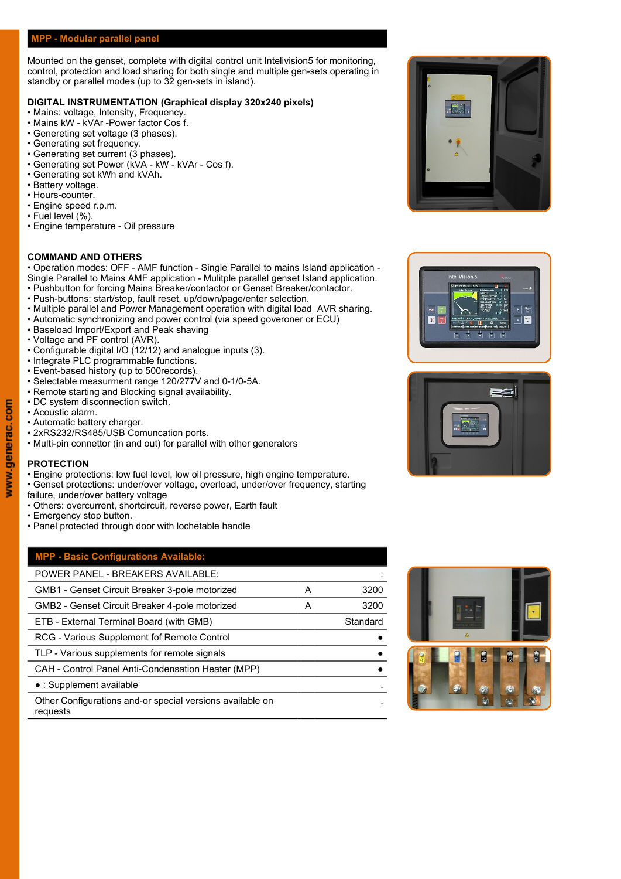## MPP - Modular parallel panel

Mounted on the genset, complete with digital control unit Intelivision5 for monitoring, control, protection and load sharing for both single and multiple gen-sets operating in standby or parallel modes (up to 32 gen-sets in island).

**DIGITAL INSTRUMENTATION (Graphical display 320x240 pixels)**

- Mains: voltage, Intensity, Frequency.
- Mains kW - kVAr -Power factor Cos f.
- Genereting set voltage (3 phases).
- Generating set frequency.
- Generating set current (3 phases).
- Generating set Power (kVA - kW - kVAr - Cos f).
- Generating set kWh and kVAh.
- Battery voltage.
- Hours-counter.
- Engine speed r.p.m.
- Fuel level (%).
- Engine temperature - Oil pressure

**COMMAND AND OTHERS**

- Operation modes: OFF - AMF function - Single Parallel to mains Island application - Single Parallel to Mains AMF application - Mulitple parallel genset Island application.
- Pushbutton for forcing Mains Breaker/contactor or Genset Breaker/contactor.
- Push-buttons: start/stop, fault reset, up/down/page/enter selection.
- Multiple parallel and Power Management operation with digital load AVR sharing.
- Automatic synchronizing and power control (via speed goveroner or ECU)
- Baseload Import/Export and Peak shaving
- Voltage and PF control (AVR).
- Configurable digital I/O (12/12) and analogue inputs (3).
- Integrate PLC programmable functions.
- Event-based history (up to 500records).
- Selectable measurment range 120/277V and 0-1/0-5A.
- Remote starting and Blocking signal availability.
- DC system disconnection switch.
- Acoustic alarm.
- Automatic battery charger.
- 2xRS232/RS485/USB Comuncation ports.
- Multi-pin connettor (in and out) for parallel with other generators

**PROTECTION**

- Engine protections: low fuel level, low oil pressure, high engine temperature.
- Genset protections: under/over voltage, overload, under/over frequency, starting failure, under/over battery voltage
- Others: overcurrent, shortcircuit, reverse power, Earth fault
- Emergency stop button.
- Panel protected through door with lochetable handle

## MPP - Basic Configurations Available:

| POWER PANEL - BREAKERS AVAILABLE: | | : |
|---|---|---|
| GMB1 - Genset Circuit Breaker 3-pole motorized | A | 3200 |
| GMB2 - Genset Circuit Breaker 4-pole motorized | A | 3200 |
| ETB - External Terminal Board (with GMB) | | Standard |
| RCG - Various Supplement fof Remote Control | | • |
| TLP - Various supplements for remote signals | | • |
| CAH - Control Panel Anti-Condensation Heater (MPP) | | • |
| • : Supplement available | | . |
| Other Configurations and-or special versions available on requests | | . |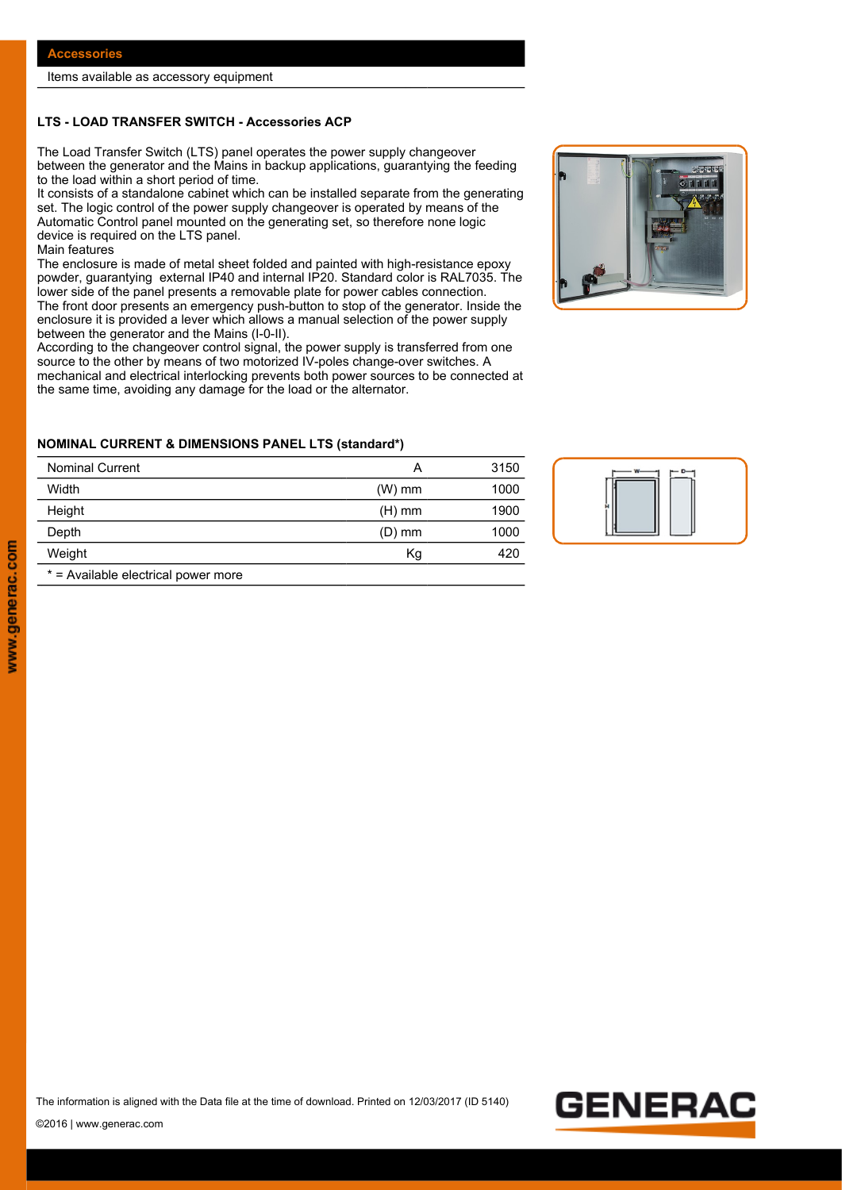## Accessories

Items available as accessory equipment

### LTS - LOAD TRANSFER SWITCH - Accessories ACP

The Load Transfer Switch (LTS) panel operates the power supply changeover between the generator and the Mains in backup applications, guarantying the feeding to the load within a short period of time.
It consists of a standalone cabinet which can be installed separate from the generating set. The logic control of the power supply changeover is operated by means of the Automatic Control panel mounted on the generating set, so therefore none logic device is required on the LTS panel.
Main features
The enclosure is made of metal sheet folded and painted with high-resistance epoxy powder, guarantying external IP40 and internal IP20. Standard color is RAL7035. The lower side of the panel presents a removable plate for power cables connection.
The front door presents an emergency push-button to stop of the generator. Inside the enclosure it is provided a lever which allows a manual selection of the power supply between the generator and the Mains (I-0-II).
According to the changeover control signal, the power supply is transferred from one source to the other by means of two motorized IV-poles change-over switches. A mechanical and electrical interlocking prevents both power sources to be connected at the same time, avoiding any damage for the load or the alternator.

### NOMINAL CURRENT & DIMENSIONS PANEL LTS (standard*)

| | | |
|---|---|---|
| Nominal Current | A | 3150 |
| Width | (W) mm | 1000 |
| Height | (H) mm | 1900 |
| Depth | (D) mm | 1000 |
| Weight | Kg | 420 |

* = Available electrical power more

The information is aligned with the Data file at the time of download. Printed on 12/03/2017 (ID 5140)

©2016 | www.generac.com